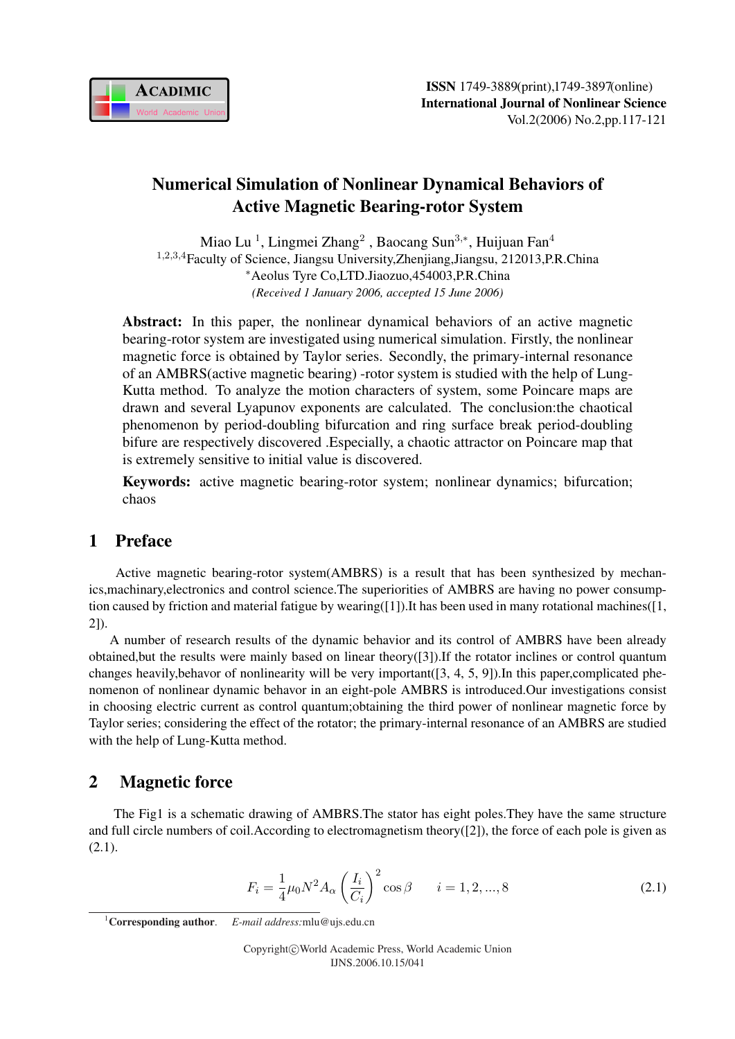# Numerical Simulation of Nonlinear Dynamical Behaviors of Active Magnetic Bearing-rotor System

Miao Lu [1], Lingmei Zhang [2] , Baocang Sun [3,*], Huijuan Fan [4]

[1,2,3,4]Faculty of Science, Jiangsu University,Zhenjiang,Jiangsu, 212013,P.R.China

[*]Aeolus Tyre Co,LTD.Jiaozuo,454003,P.R.China

*(Received 1 January 2006, accepted 15 June 2006)*

**Abstract:** In this paper, the nonlinear dynamical behaviors of an active magnetic bearing-rotor system are investigated using numerical simulation. Firstly, the nonlinear magnetic force is obtained by Taylor series. Secondly, the primary-internal resonance of an AMBRS(active magnetic bearing) -rotor system is studied with the help of Lung-Kutta method. To analyze the motion characters of system, some Poincare maps are drawn and several Lyapunov exponents are calculated. The conclusion:the chaotical phenomenon by period-doubling bifurcation and ring surface break period-doubling bifure are respectively discovered .Especially, a chaotic attractor on Poincare map that is extremely sensitive to initial value is discovered.

**Keywords:** active magnetic bearing-rotor system; nonlinear dynamics; bifurcation; chaos

## 1 Preface

Active magnetic bearing-rotor system(AMBRS) is a result that has been synthesized by mechanics,machinary,electronics and control science.The superiorities of AMBRS are having no power consumption caused by friction and material fatigue by wearing([1]).It has been used in many rotational machines([1, 2]).

A number of research results of the dynamic behavior and its control of AMBRS have been already obtained,but the results were mainly based on linear theory([3]).If the rotator inclines or control quantum changes heavily,behavor of nonlinearity will be very important([3, 4, 5, 9]).In this paper,complicated phenomenon of nonlinear dynamic behavor in an eight-pole AMBRS is introduced.Our investigations consist in choosing electric current as control quantum;obtaining the third power of nonlinear magnetic force by Taylor series; considering the effect of the rotator; the primary-internal resonance of an AMBRS are studied with the help of Lung-Kutta method.

## 2 Magnetic force

The Fig1 is a schematic drawing of AMBRS.The stator has eight poles.They have the same structure and full circle numbers of coil.According to electromagnetism theory([2]), the force of each pole is given as (2.1).

$$F_i = \frac{1}{4}\mu_0 N^2 A_\alpha \left(\frac{I_i}{C_i}\right)^2 \cos\beta \qquad i = 1, 2, ..., 8 \tag{2.1}$$

[1]**Corresponding author**. *E-mail address:*mlu@ujs.edu.cn

Copyright©World Academic Press, World Academic Union
IJNS.2006.10.15/041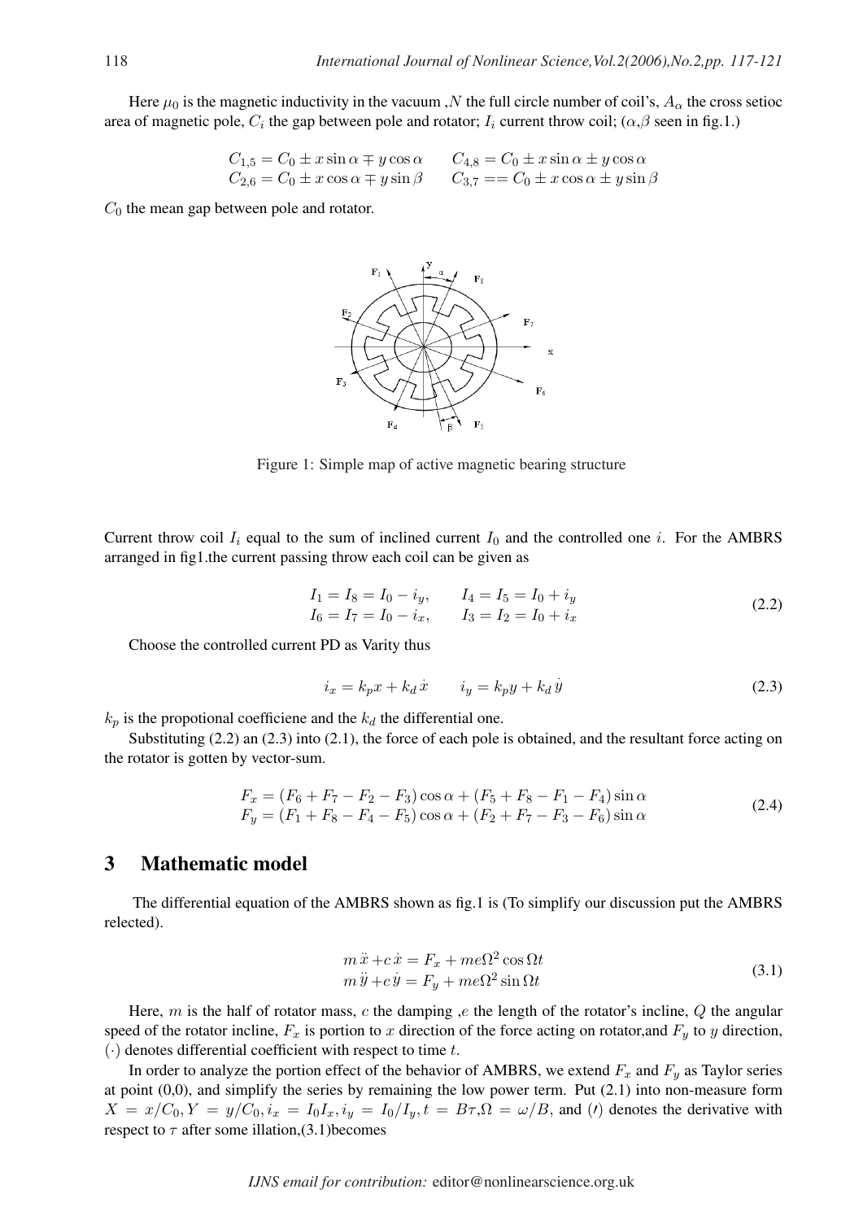Here $\mu_0$ is the magnetic inductivity in the vacuum ,$N$ the full circle number of coil's, $A_\alpha$ the cross setioc area of magnetic pole, $C_i$ the gap between pole and rotator; $I_i$ current throw coil; ($\alpha$,$\beta$ seen in fig.1.)

$$C_{1,5} = C_0 \pm x \sin\alpha \mp y \cos\alpha \qquad C_{4,8} = C_0 \pm x \sin\alpha \pm y \cos\alpha$$
$$C_{2,6} = C_0 \pm x \cos\alpha \mp y \sin\beta \qquad C_{3,7} == C_0 \pm x \cos\alpha \pm y \sin\beta$$

$C_0$ the mean gap between pole and rotator.

Figure 1: Simple map of active magnetic bearing structure

Current throw coil $I_i$ equal to the sum of inclined current $I_0$ and the controlled one $i$. For the AMBRS arranged in fig1.the current passing throw each coil can be given as

$$I_1 = I_8 = I_0 - i_y, \qquad I_4 = I_5 = I_0 + i_y$$
$$I_6 = I_7 = I_0 - i_x, \qquad I_3 = I_2 = I_0 + i_x \tag{2.2}$$

Choose the controlled current PD as Varity thus

$$i_x = k_p x + k_d \dot{x} \qquad i_y = k_p y + k_d \dot{y} \tag{2.3}$$

$k_p$ is the propotional coefficiene and the $k_d$ the differential one.

Substituting (2.2) an (2.3) into (2.1), the force of each pole is obtained, and the resultant force acting on the rotator is gotten by vector-sum.

$$F_x = (F_6 + F_7 - F_2 - F_3)\cos\alpha + (F_5 + F_8 - F_1 - F_4)\sin\alpha$$
$$F_y = (F_1 + F_8 - F_4 - F_5)\cos\alpha + (F_2 + F_7 - F_3 - F_6)\sin\alpha \tag{2.4}$$

## 3 Mathematic model

The differential equation of the AMBRS shown as fig.1 is (To simplify our discussion put the AMBRS relected).

$$m\ddot{x} + c\dot{x} = F_x + me\Omega^2 \cos\Omega t$$
$$m\ddot{y} + c\dot{y} = F_y + me\Omega^2 \sin\Omega t \tag{3.1}$$

Here, $m$ is the half of rotator mass, $c$ the damping ,$e$ the length of the rotator's incline, $Q$ the angular speed of the rotator incline, $F_x$ is portion to $x$ direction of the force acting on rotator,and $F_y$ to $y$ direction, $(\cdot)$ denotes differential coefficient with respect to time $t$.

In order to analyze the portion effect of the behavior of AMBRS, we extend $F_x$ and $F_y$ as Taylor series at point (0,0), and simplify the series by remaining the low power term. Put (2.1) into non-measure form $X = x/C_0, Y = y/C_0, i_x = I_0 I_x, i_y = I_0/I_y, t = B\tau, \Omega = \omega/B$, and ($\prime$) denotes the derivative with respect to $\tau$ after some illation,(3.1)becomes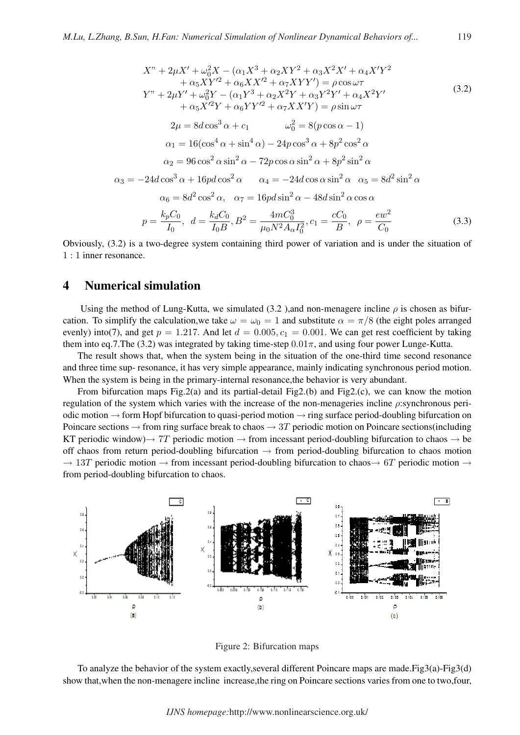$$
\begin{aligned}
&X" + 2\mu X' + \omega_0^2 X - (\alpha_1 X^3 + \alpha_2 XY^2 + \alpha_3 X^2 X' + \alpha_4 X' Y^2 \\
&\quad + \alpha_5 XY'^2 + \alpha_6 XX'^2 + \alpha_7 XYY') = \rho \cos \omega \tau \\
&Y" + 2\mu Y' + \omega_0^2 Y - (\alpha_1 Y^3 + \alpha_2 X^2 Y + \alpha_3 Y^2 Y' + \alpha_4 X^2 Y' \\
&\quad + \alpha_5 X'^2 Y + \alpha_6 YY'^2 + \alpha_7 XX'Y) = \rho \sin \omega \tau
\end{aligned} \tag{3.2}
$$

$$
\begin{aligned}
&2\mu = 8d\cos^3\alpha + c_1 \qquad \omega_0^2 = 8(p\cos\alpha - 1) \\
&\alpha_1 = 16(\cos^4\alpha + \sin^4\alpha) - 24p\cos^3\alpha + 8p^2\cos^2\alpha \\
&\alpha_2 = 96\cos^2\alpha\sin^2\alpha - 72p\cos\alpha\sin^2\alpha + 8p^2\sin^2\alpha \\
&\alpha_3 = -24d\cos^3\alpha + 16pd\cos^2\alpha \qquad \alpha_4 = -24d\cos\alpha\sin^2\alpha \quad \alpha_5 = 8d^2\sin^2\alpha \\
&\alpha_6 = 8d^2\cos^2\alpha, \quad \alpha_7 = 16pd\sin^2\alpha - 48d\sin^2\alpha\cos\alpha \\
&p = \frac{k_p C_0}{I_0}, \;\; d = \frac{k_d C_0}{I_0 B}, B^2 = \frac{4mC_0^3}{\mu_0 N^2 A_\alpha I_0^2}, c_1 = \frac{cC_0}{B}, \;\; \rho = \frac{ew^2}{C_0}
\end{aligned} \tag{3.3}
$$

Obviously, (3.2) is a two-degree system containing third power of variation and is under the situation of 1 : 1 inner resonance.

## 4 Numerical simulation

Using the method of Lung-Kutta, we simulated (3.2 ),and non-menagere incline $\rho$ is chosen as bifurcation. To simplify the calculation,we take $\omega = \omega_0 = 1$ and substitute $\alpha = \pi/8$ (the eight poles arranged evenly) into(7), and get $p = 1.217$. And let $d = 0.005, c_1 = 0.001$. We can get rest coefficient by taking them into eq.7.The (3.2) was integrated by taking time-step $0.01\pi$, and using four power Lunge-Kutta.

The result shows that, when the system being in the situation of the one-third time second resonance and three time sup- resonance, it has very simple appearance, mainly indicating synchronous period motion. When the system is being in the primary-internal resonance,the behavior is very abundant.

From bifurcation maps Fig.2(a) and its partial-detail Fig2.(b) and Fig2.(c), we can know the motion regulation of the system which varies with the increase of the non-menageries incline $\rho$:synchronous periodic motion → form Hopf bifurcation to quasi-period motion → ring surface period-doubling bifurcation on Poincare sections → from ring surface break to chaos → $3T$ periodic motion on Poincare sections(including KT periodic window)→ $7T$ periodic motion → from incessant period-doubling bifurcation to chaos → be off chaos from return period-doubling bifurcation → from period-doubling bifurcation to chaos motion → $13T$ periodic motion → from incessant period-doubling bifurcation to chaos→ $6T$ periodic motion → from period-doubling bifurcation to chaos.

Figure 2: Bifurcation maps

To analyze the behavior of the system exactly,several different Poincare maps are made.Fig3(a)-Fig3(d) show that,when the non-menagere incline increase,the ring on Poincare sections varies from one to two,four,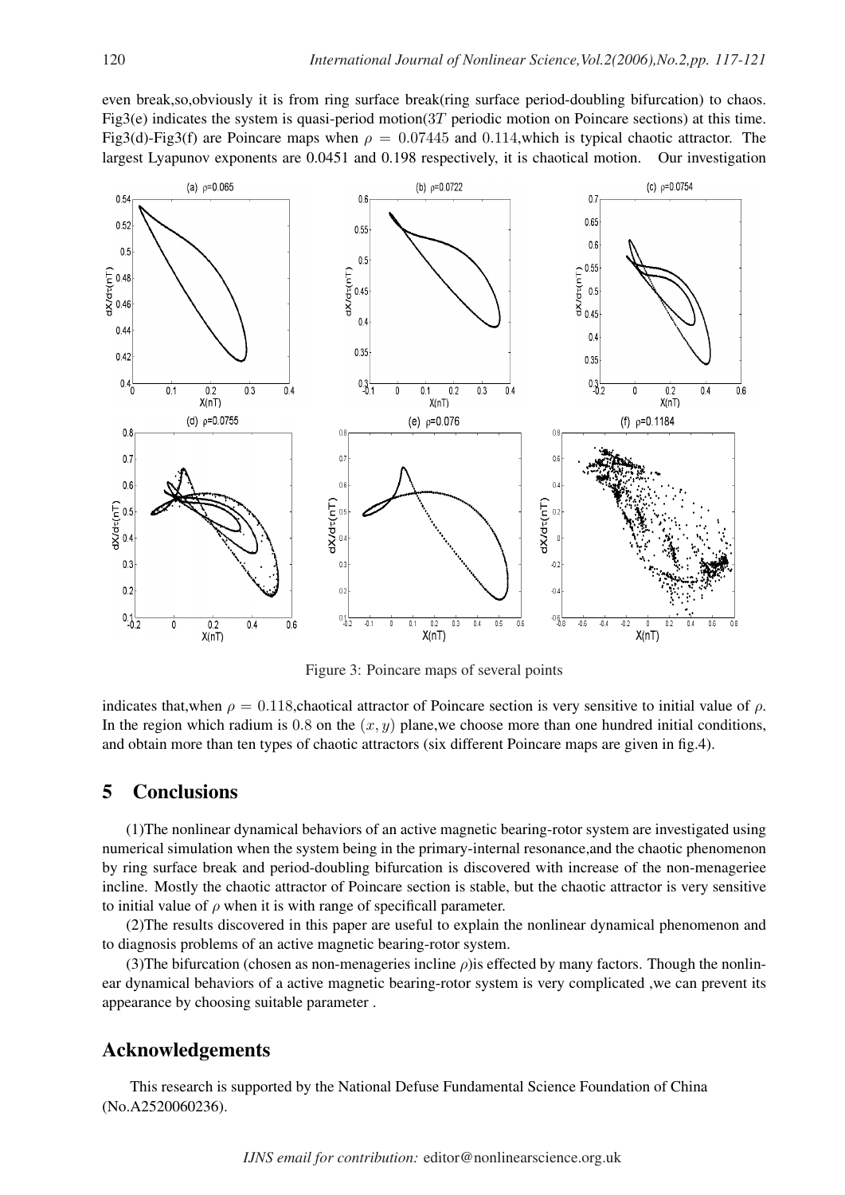even break,so,obviously it is from ring surface break(ring surface period-doubling bifurcation) to chaos. Fig3(e) indicates the system is quasi-period motion($3T$ periodic motion on Poincare sections) at this time. Fig3(d)-Fig3(f) are Poincare maps when $\rho = 0.07445$ and $0.114$,which is typical chaotic attractor. The largest Lyapunov exponents are 0.0451 and 0.198 respectively, it is chaotical motion. Our investigation

Figure 3: Poincare maps of several points

indicates that,when $\rho = 0.118$,chaotical attractor of Poincare section is very sensitive to initial value of $\rho$. In the region which radium is $0.8$ on the $(x, y)$ plane,we choose more than one hundred initial conditions, and obtain more than ten types of chaotic attractors (six different Poincare maps are given in fig.4).

## 5 Conclusions

(1)The nonlinear dynamical behaviors of an active magnetic bearing-rotor system are investigated using numerical simulation when the system being in the primary-internal resonance,and the chaotic phenomenon by ring surface break and period-doubling bifurcation is discovered with increase of the non-menageriee incline. Mostly the chaotic attractor of Poincare section is stable, but the chaotic attractor is very sensitive to initial value of $\rho$ when it is with range of specificall parameter.

(2)The results discovered in this paper are useful to explain the nonlinear dynamical phenomenon and to diagnosis problems of an active magnetic bearing-rotor system.

(3)The bifurcation (chosen as non-menageries incline $\rho$)is effected by many factors. Though the nonlinear dynamical behaviors of a active magnetic bearing-rotor system is very complicated ,we can prevent its appearance by choosing suitable parameter .

## Acknowledgements

This research is supported by the National Defuse Fundamental Science Foundation of China (No.A2520060236).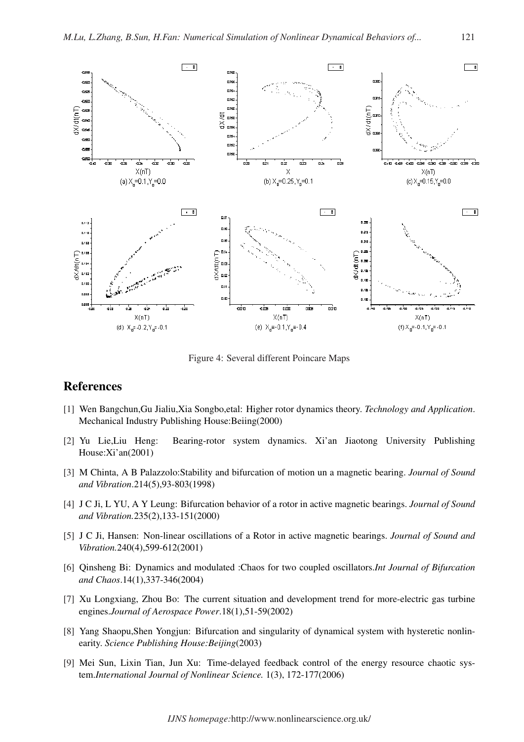X(nT)

(a) $X_0$=0.1, $Y_0$=0.0

X

(b) $X_0$=0.25, $Y_0$=0.1

X(nT)

(c) $X_0$=0.15, $Y_0$=0.0

X(nT)

(d) $X_0$=-0.2, $Y_0$=-0.1

X(nT)

(e) $X_0$=-0.1, $Y_0$=-0.4

X(nT)

(f) $X_0$=-0.1, $Y_0$=-0.1

Figure 4: Several different Poincare Maps

## References

[1] Wen Bangchun,Gu Jialiu,Xia Songbo,etal: Higher rotor dynamics theory. *Technology and Application*. Mechanical Industry Publishing House:Beiing(2000)

[2] Yu Lie,Liu Heng: Bearing-rotor system dynamics. Xi'an Jiaotong University Publishing House:Xi'an(2001)

[3] M Chinta, A B Palazzolo:Stability and bifurcation of motion un a magnetic bearing. *Journal of Sound and Vibration*.214(5),93-803(1998)

[4] J C Ji, L YU, A Y Leung: Bifurcation behavior of a rotor in active magnetic bearings. *Journal of Sound and Vibration.*235(2),133-151(2000)

[5] J C Ji, Hansen: Non-linear oscillations of a Rotor in active magnetic bearings. *Journal of Sound and Vibration.*240(4),599-612(2001)

[6] Qinsheng Bi: Dynamics and modulated :Chaos for two coupled oscillators.*Int Journal of Bifurcation and Chaos*.14(1),337-346(2004)

[7] Xu Longxiang, Zhou Bo: The current situation and development trend for more-electric gas turbine engines.*Journal of Aerospace Power*.18(1),51-59(2002)

[8] Yang Shaopu,Shen Yongjun: Bifurcation and singularity of dynamical system with hysteretic nonlinearity. *Science Publishing House:Beijing*(2003)

[9] Mei Sun, Lixin Tian, Jun Xu: Time-delayed feedback control of the energy resource chaotic system.*International Journal of Nonlinear Science.* 1(3), 172-177(2006)